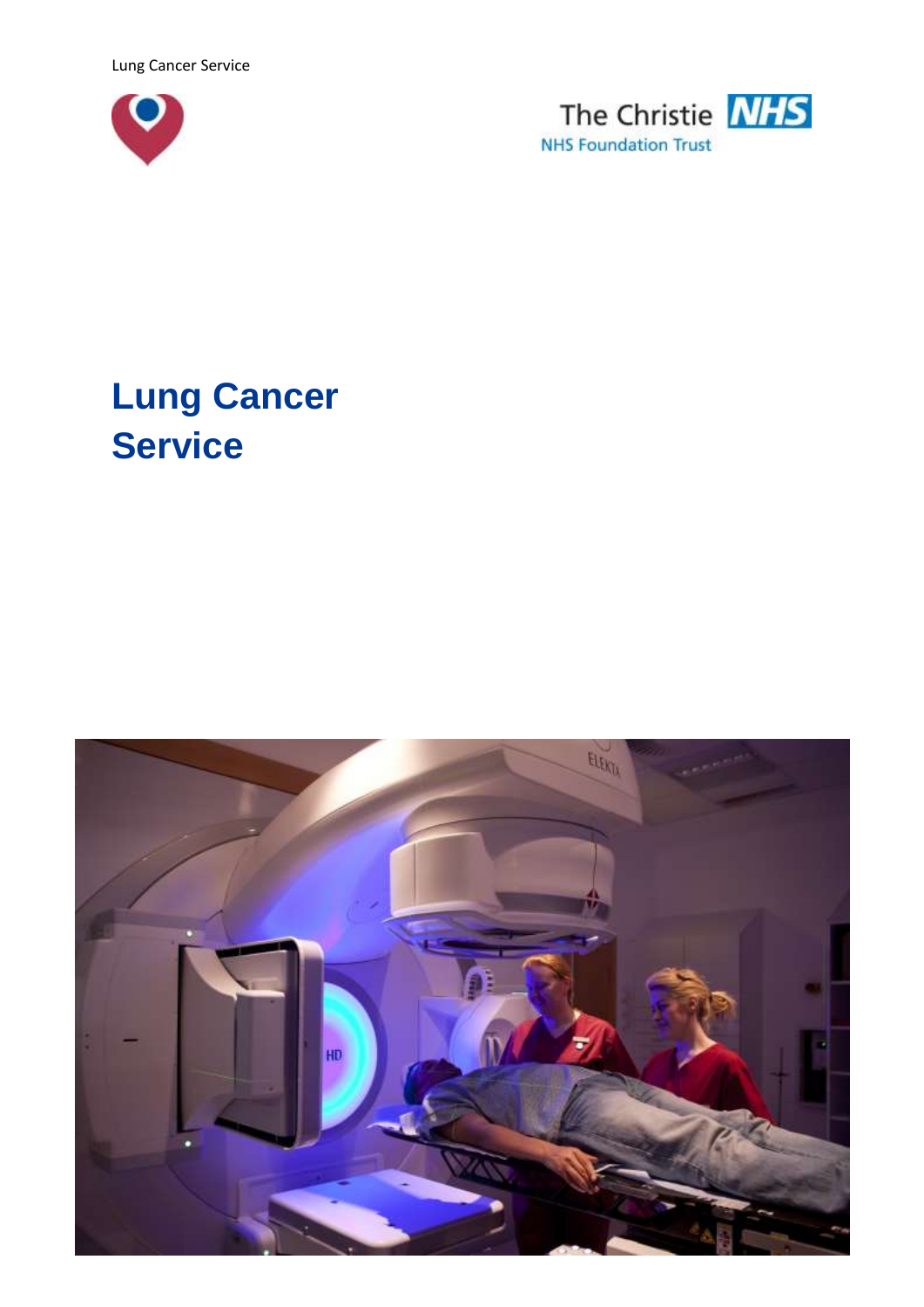# Lung Cancer Service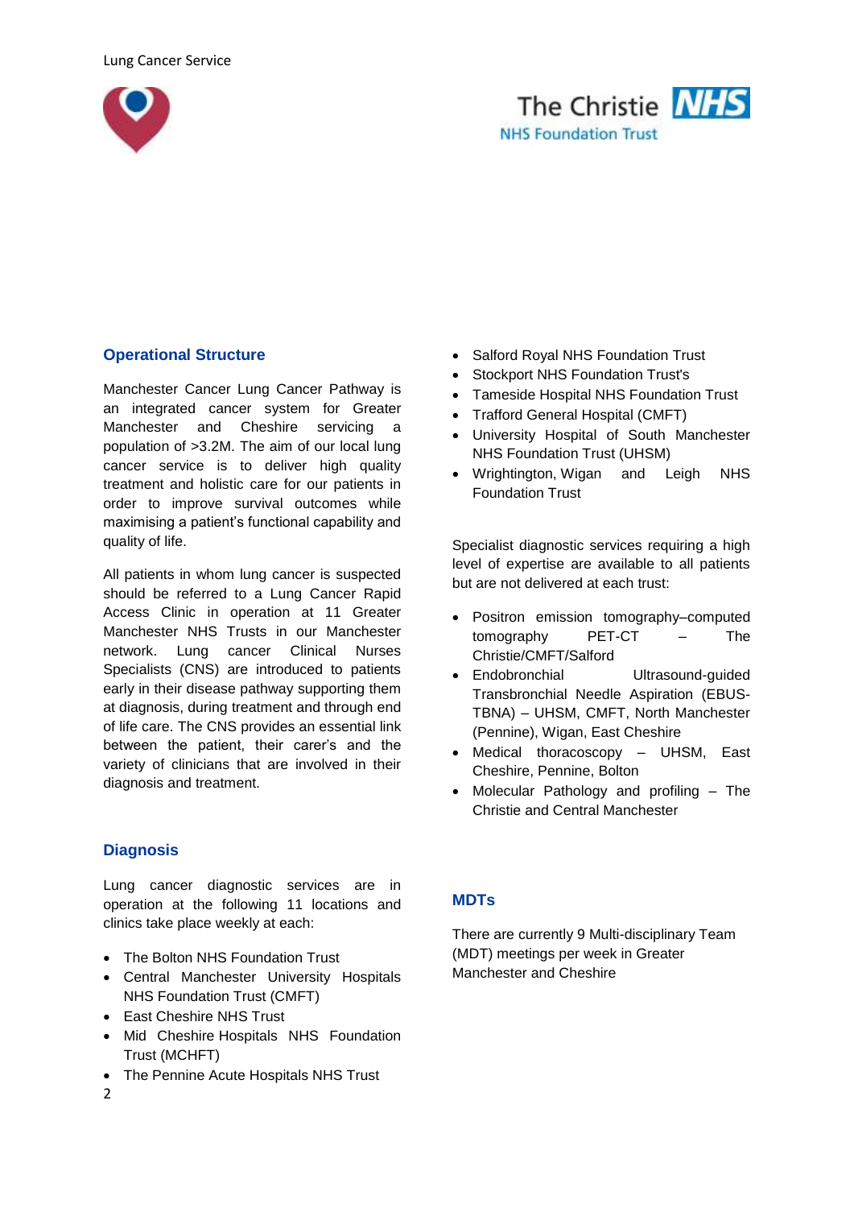## Operational Structure

Manchester Cancer Lung Cancer Pathway is an integrated cancer system for Greater Manchester and Cheshire servicing a population of >3.2M. The aim of our local lung cancer service is to deliver high quality treatment and holistic care for our patients in order to improve survival outcomes while maximising a patient's functional capability and quality of life.

All patients in whom lung cancer is suspected should be referred to a Lung Cancer Rapid Access Clinic in operation at 11 Greater Manchester NHS Trusts in our Manchester network. Lung cancer Clinical Nurses Specialists (CNS) are introduced to patients early in their disease pathway supporting them at diagnosis, during treatment and through end of life care. The CNS provides an essential link between the patient, their carer's and the variety of clinicians that are involved in their diagnosis and treatment.

## Diagnosis

Lung cancer diagnostic services are in operation at the following 11 locations and clinics take place weekly at each:

- The Bolton NHS Foundation Trust
- Central Manchester University Hospitals NHS Foundation Trust (CMFT)
- East Cheshire NHS Trust
- Mid Cheshire Hospitals NHS Foundation Trust (MCHFT)
- The Pennine Acute Hospitals NHS Trust
- Salford Royal NHS Foundation Trust
- Stockport NHS Foundation Trust's
- Tameside Hospital NHS Foundation Trust
- Trafford General Hospital (CMFT)
- University Hospital of South Manchester NHS Foundation Trust (UHSM)
- Wrightington, Wigan and Leigh NHS Foundation Trust

Specialist diagnostic services requiring a high level of expertise are available to all patients but are not delivered at each trust:

- Positron emission tomography–computed tomography PET-CT – The Christie/CMFT/Salford
- Endobronchial Ultrasound-guided Transbronchial Needle Aspiration (EBUS-TBNA) – UHSM, CMFT, North Manchester (Pennine), Wigan, East Cheshire
- Medical thoracoscopy – UHSM, East Cheshire, Pennine, Bolton
- Molecular Pathology and profiling – The Christie and Central Manchester

## MDTs

There are currently 9 Multi-disciplinary Team (MDT) meetings per week in Greater Manchester and Cheshire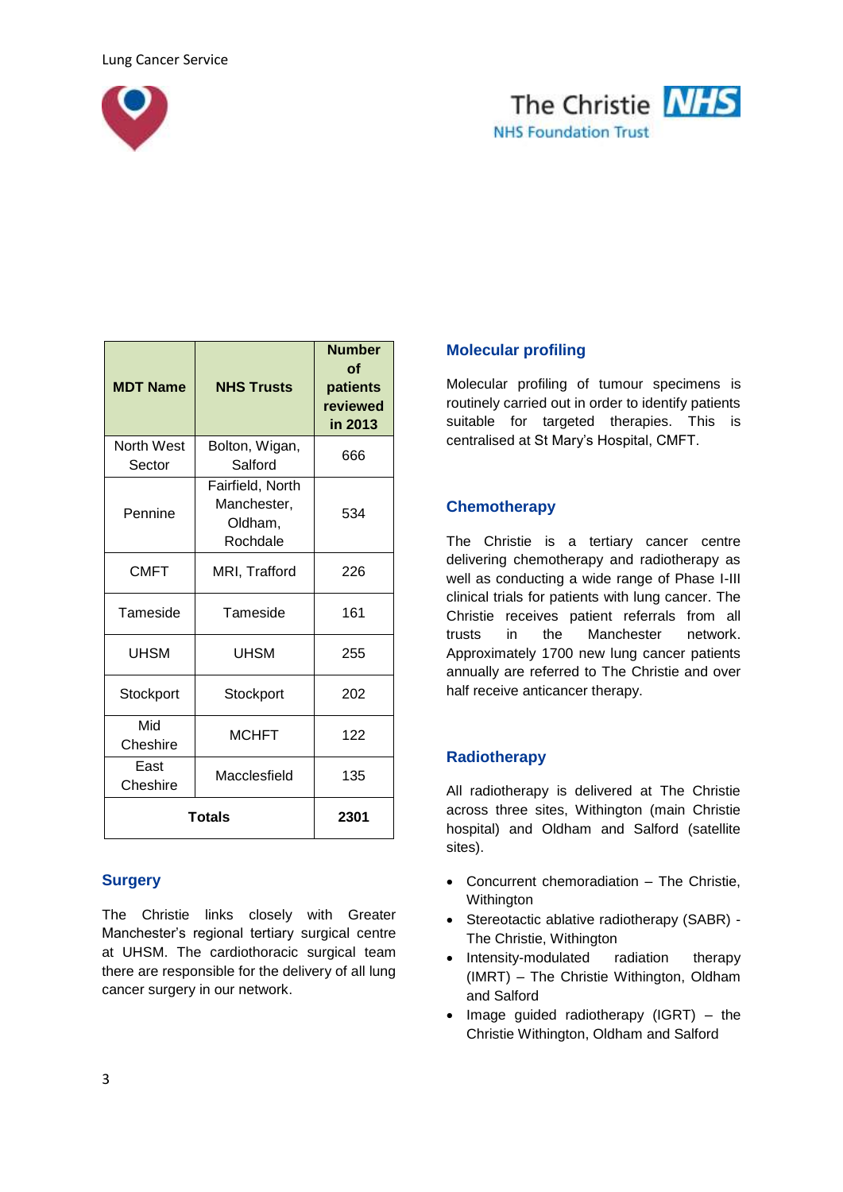| MDT Name | NHS Trusts | Number of patients reviewed in 2013 |
|---|---|---|
| North West Sector | Bolton, Wigan, Salford | 666 |
| Pennine | Fairfield, North Manchester, Oldham, Rochdale | 534 |
| CMFT | MRI, Trafford | 226 |
| Tameside | Tameside | 161 |
| UHSM | UHSM | 255 |
| Stockport | Stockport | 202 |
| Mid Cheshire | MCHFT | 122 |
| East Cheshire | Macclesfield | 135 |
| **Totals** | | **2301** |

## Surgery

The Christie links closely with Greater Manchester's regional tertiary surgical centre at UHSM. The cardiothoracic surgical team there are responsible for the delivery of all lung cancer surgery in our network.

## Molecular profiling

Molecular profiling of tumour specimens is routinely carried out in order to identify patients suitable for targeted therapies. This is centralised at St Mary's Hospital, CMFT.

## Chemotherapy

The Christie is a tertiary cancer centre delivering chemotherapy and radiotherapy as well as conducting a wide range of Phase I-III clinical trials for patients with lung cancer. The Christie receives patient referrals from all trusts in the Manchester network. Approximately 1700 new lung cancer patients annually are referred to The Christie and over half receive anticancer therapy.

## Radiotherapy

All radiotherapy is delivered at The Christie across three sites, Withington (main Christie hospital) and Oldham and Salford (satellite sites).

- Concurrent chemoradiation – The Christie, Withington
- Stereotactic ablative radiotherapy (SABR) - The Christie, Withington
- Intensity-modulated radiation therapy (IMRT) – The Christie Withington, Oldham and Salford
- Image guided radiotherapy (IGRT) – the Christie Withington, Oldham and Salford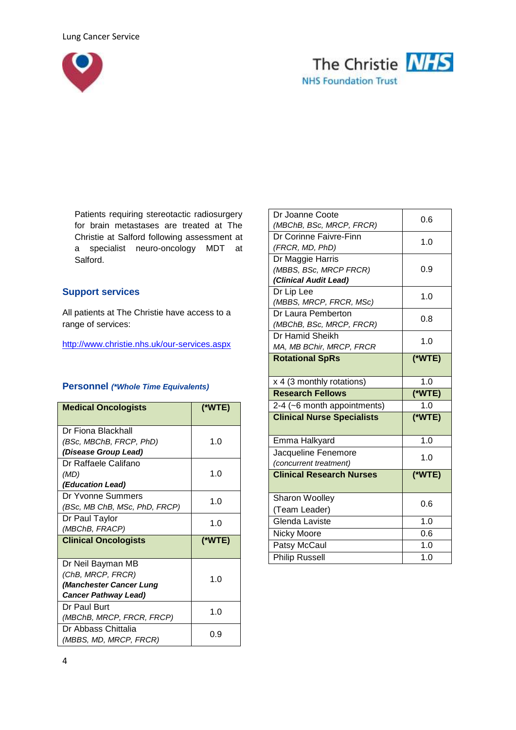Patients requiring stereotactic radiosurgery for brain metastases are treated at The Christie at Salford following assessment at a specialist neuro-oncology MDT at Salford.

## Support services

All patients at The Christie have access to a range of services:

http://www.christie.nhs.uk/our-services.aspx

## Personnel *(\*Whole Time Equivalents)*

| **Medical Oncologists** | **(\*WTE)** |
|---|---|
| Dr Fiona Blackhall *(BSc, MBChB, FRCP, PhD)* ***(Disease Group Lead)*** | 1.0 |
| Dr Raffaele Califano *(MD)* ***(Education Lead)*** | 1.0 |
| Dr Yvonne Summers *(BSc, MB ChB, MSc, PhD, FRCP)* | 1.0 |
| Dr Paul Taylor *(MBChB, FRACP)* | 1.0 |
| **Clinical Oncologists** | **(\*WTE)** |
| Dr Neil Bayman MB *(ChB, MRCP, FRCR)* ***(Manchester Cancer Lung Cancer Pathway Lead)*** | 1.0 |
| Dr Paul Burt *(MBChB, MRCP, FRCR, FRCP)* | 1.0 |
| Dr Abbass Chittalia *(MBBS, MD, MRCP, FRCR)* | 0.9 |
| Dr Joanne Coote *(MBChB, BSc, MRCP, FRCR)* | 0.6 |
| Dr Corinne Faivre-Finn *(FRCR, MD, PhD)* | 1.0 |
| Dr Maggie Harris *(MBBS, BSc, MRCP FRCR)* ***(Clinical Audit Lead)*** | 0.9 |
| Dr Lip Lee *(MBBS, MRCP, FRCR, MSc)* | 1.0 |
| Dr Laura Pemberton *(MBChB, BSc, MRCP, FRCR)* | 0.8 |
| Dr Hamid Sheikh *MA, MB BChir, MRCP, FRCR* | 1.0 |
| **Rotational SpRs** | **(\*WTE)** |
| x 4 (3 monthly rotations) | 1.0 |
| **Research Fellows** | **(\*WTE)** |
| 2-4 (~6 month appointments) | 1.0 |
| **Clinical Nurse Specialists** | **(\*WTE)** |
| Emma Halkyard | 1.0 |
| Jacqueline Fenemore *(concurrent treatment)* | 1.0 |
| **Clinical Research Nurses** | **(\*WTE)** |
| Sharon Woolley (Team Leader) | 0.6 |
| Glenda Laviste | 1.0 |
| Nicky Moore | 0.6 |
| Patsy McCaul | 1.0 |
| Philip Russell | 1.0 |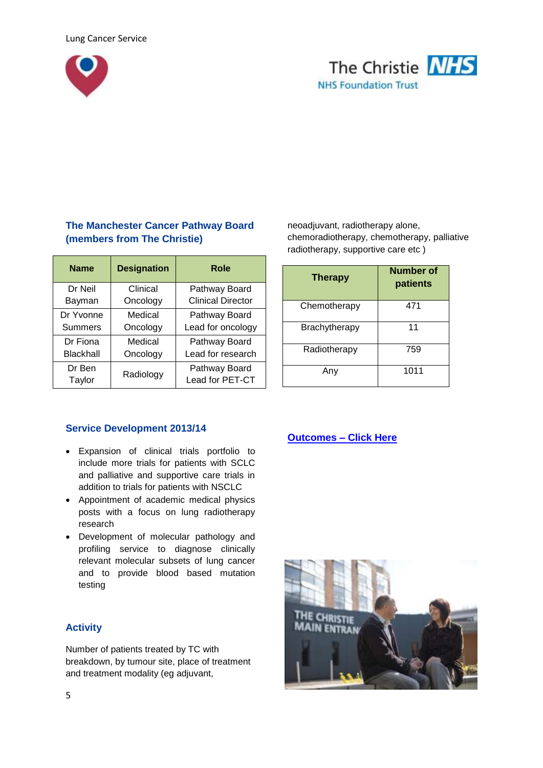## The Manchester Cancer Pathway Board (members from The Christie)

| Name | Designation | Role |
|---|---|---|
| Dr Neil Bayman | Clinical Oncology | Pathway Board Clinical Director |
| Dr Yvonne Summers | Medical Oncology | Pathway Board Lead for oncology |
| Dr Fiona Blackhall | Medical Oncology | Pathway Board Lead for research |
| Dr Ben Taylor | Radiology | Pathway Board Lead for PET-CT |

## Service Development 2013/14

- Expansion of clinical trials portfolio to include more trials for patients with SCLC and palliative and supportive care trials in addition to trials for patients with NSCLC
- Appointment of academic medical physics posts with a focus on lung radiotherapy research
- Development of molecular pathology and profiling service to diagnose clinically relevant molecular subsets of lung cancer and to provide blood based mutation testing

## Activity

Number of patients treated by TC with breakdown, by tumour site, place of treatment and treatment modality (eg adjuvant, neoadjuvant, radiotherapy alone, chemoradiotherapy, chemotherapy, palliative radiotherapy, supportive care etc )

| Therapy | Number of patients |
|---|---|
| Chemotherapy | 471 |
| Brachytherapy | 11 |
| Radiotherapy | 759 |
| Any | 1011 |

**Outcomes – Click Here**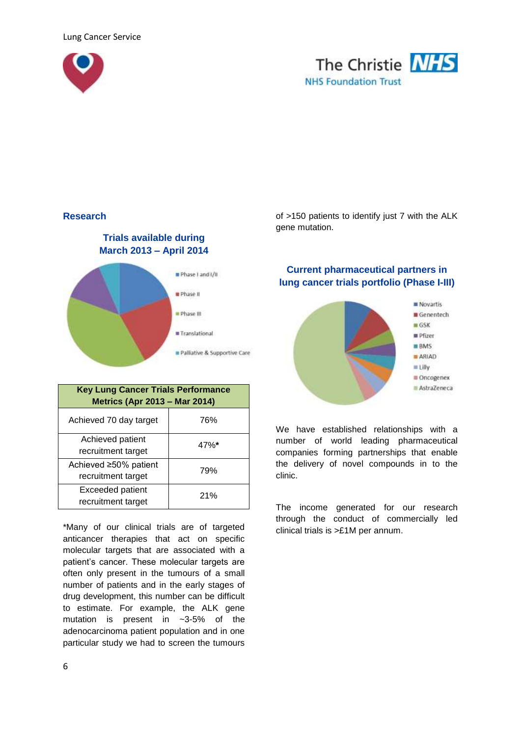## Research

### Trials available during March 2013 – April 2014

- Phase I and I/II
- Phase II
- Phase III
- Translational
- Palliative & Supportive Care

| Key Lung Cancer Trials Performance Metrics (Apr 2013 – Mar 2014) | |
|---|---|
| Achieved 70 day target | 76% |
| Achieved patient recruitment target | 47%* |
| Achieved ≥50% patient recruitment target | 79% |
| Exceeded patient recruitment target | 21% |

*Many of our clinical trials are of targeted anticancer therapies that act on specific molecular targets that are associated with a patient's cancer. These molecular targets are often only present in the tumours of a small number of patients and in the early stages of drug development, this number can be difficult to estimate. For example, the ALK gene mutation is present in ~3-5% of the adenocarcinoma patient population and in one particular study we had to screen the tumours of >150 patients to identify just 7 with the ALK gene mutation.

### Current pharmaceutical partners in lung cancer trials portfolio (Phase I-III)

- Novartis
- Genentech
- GSK
- Pfizer
- BMS
- ARIAD
- Lilly
- Oncogenex
- AstraZeneca

We have established relationships with a number of world leading pharmaceutical companies forming partnerships that enable the delivery of novel compounds in to the clinic.

The income generated for our research through the conduct of commercially led clinical trials is >£1M per annum.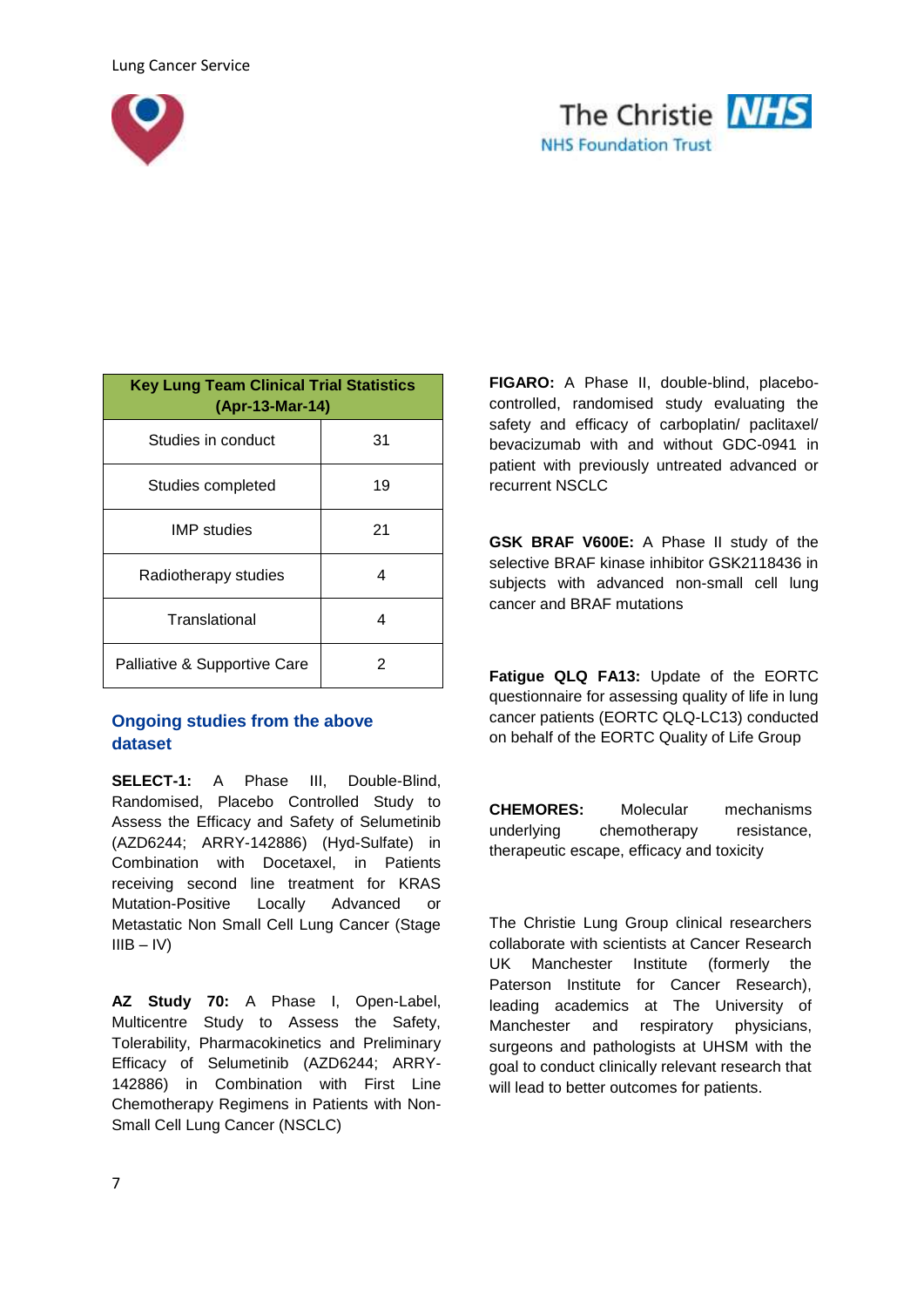| Key Lung Team Clinical Trial Statistics (Apr-13-Mar-14) | |
|---|---|
| Studies in conduct | 31 |
| Studies completed | 19 |
| IMP studies | 21 |
| Radiotherapy studies | 4 |
| Translational | 4 |
| Palliative & Supportive Care | 2 |

## Ongoing studies from the above dataset

**SELECT-1:** A Phase III, Double-Blind, Randomised, Placebo Controlled Study to Assess the Efficacy and Safety of Selumetinib (AZD6244; ARRY-142886) (Hyd-Sulfate) in Combination with Docetaxel, in Patients receiving second line treatment for KRAS Mutation-Positive Locally Advanced or Metastatic Non Small Cell Lung Cancer (Stage IIIB – IV)

**AZ Study 70:** A Phase I, Open-Label, Multicentre Study to Assess the Safety, Tolerability, Pharmacokinetics and Preliminary Efficacy of Selumetinib (AZD6244; ARRY-142886) in Combination with First Line Chemotherapy Regimens in Patients with Non-Small Cell Lung Cancer (NSCLC)

**FIGARO:** A Phase II, double-blind, placebo-controlled, randomised study evaluating the safety and efficacy of carboplatin/ paclitaxel/ bevacizumab with and without GDC-0941 in patient with previously untreated advanced or recurrent NSCLC

**GSK BRAF V600E:** A Phase II study of the selective BRAF kinase inhibitor GSK2118436 in subjects with advanced non-small cell lung cancer and BRAF mutations

**Fatigue QLQ FA13:** Update of the EORTC questionnaire for assessing quality of life in lung cancer patients (EORTC QLQ-LC13) conducted on behalf of the EORTC Quality of Life Group

**CHEMORES:** Molecular mechanisms underlying chemotherapy resistance, therapeutic escape, efficacy and toxicity

The Christie Lung Group clinical researchers collaborate with scientists at Cancer Research UK Manchester Institute (formerly the Paterson Institute for Cancer Research), leading academics at The University of Manchester and respiratory physicians, surgeons and pathologists at UHSM with the goal to conduct clinically relevant research that will lead to better outcomes for patients.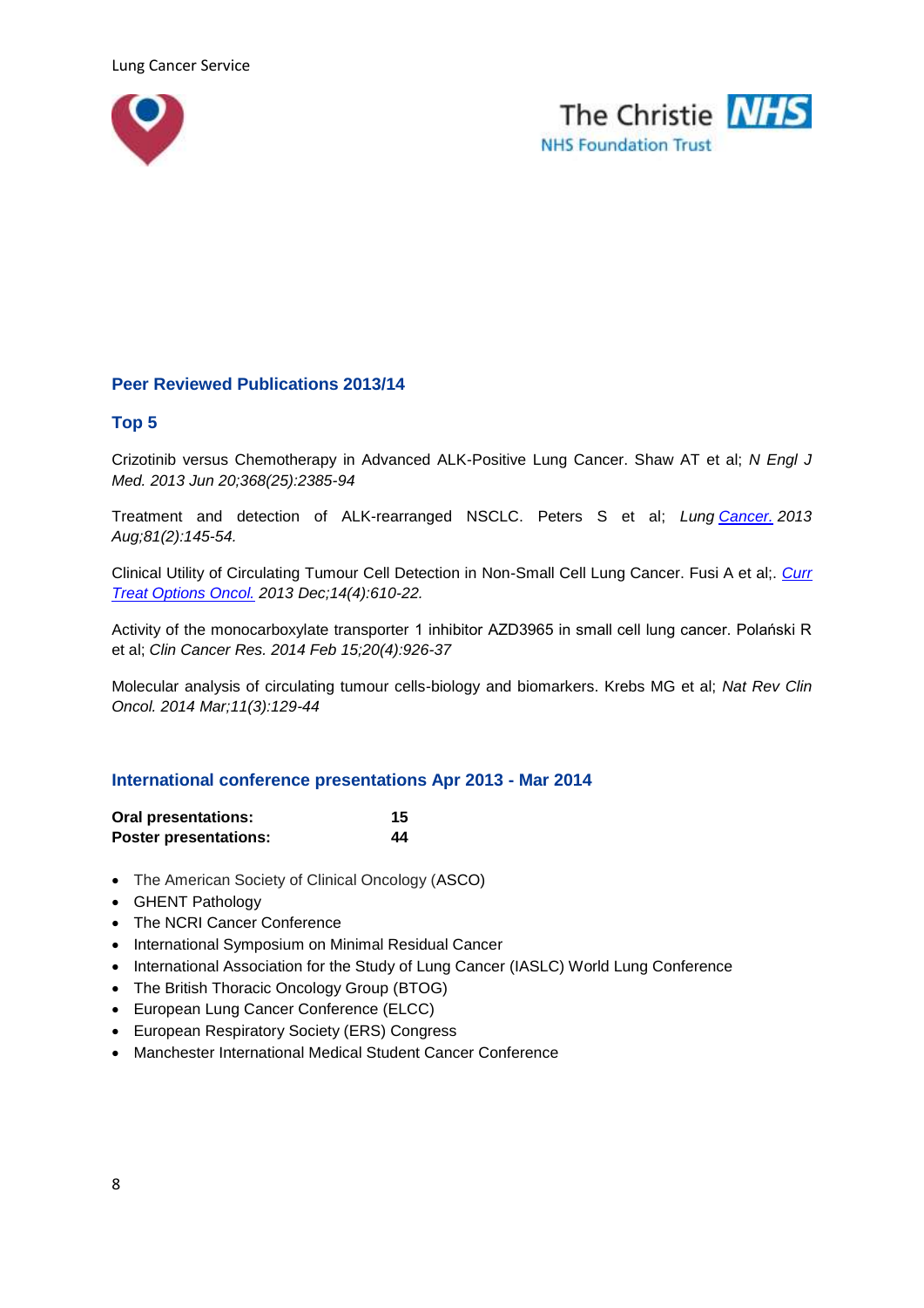## Peer Reviewed Publications 2013/14

### Top 5

Crizotinib versus Chemotherapy in Advanced ALK-Positive Lung Cancer. Shaw AT et al; *N Engl J Med. 2013 Jun 20;368(25):2385-94*

Treatment and detection of ALK-rearranged NSCLC. Peters S et al; *Lung Cancer. 2013 Aug;81(2):145-54.*

Clinical Utility of Circulating Tumour Cell Detection in Non-Small Cell Lung Cancer. Fusi A et al;. *Curr Treat Options Oncol. 2013 Dec;14(4):610-22.*

Activity of the monocarboxylate transporter 1 inhibitor AZD3965 in small cell lung cancer. Polański R et al; *Clin Cancer Res. 2014 Feb 15;20(4):926-37*

Molecular analysis of circulating tumour cells-biology and biomarkers. Krebs MG et al; *Nat Rev Clin Oncol. 2014 Mar;11(3):129-44*

## International conference presentations Apr 2013 - Mar 2014

| | |
|---|---|
| **Oral presentations:** | **15** |
| **Poster presentations:** | **44** |

- The American Society of Clinical Oncology (ASCO)
- GHENT Pathology
- The NCRI Cancer Conference
- International Symposium on Minimal Residual Cancer
- International Association for the Study of Lung Cancer (IASLC) World Lung Conference
- The British Thoracic Oncology Group (BTOG)
- European Lung Cancer Conference (ELCC)
- European Respiratory Society (ERS) Congress
- Manchester International Medical Student Cancer Conference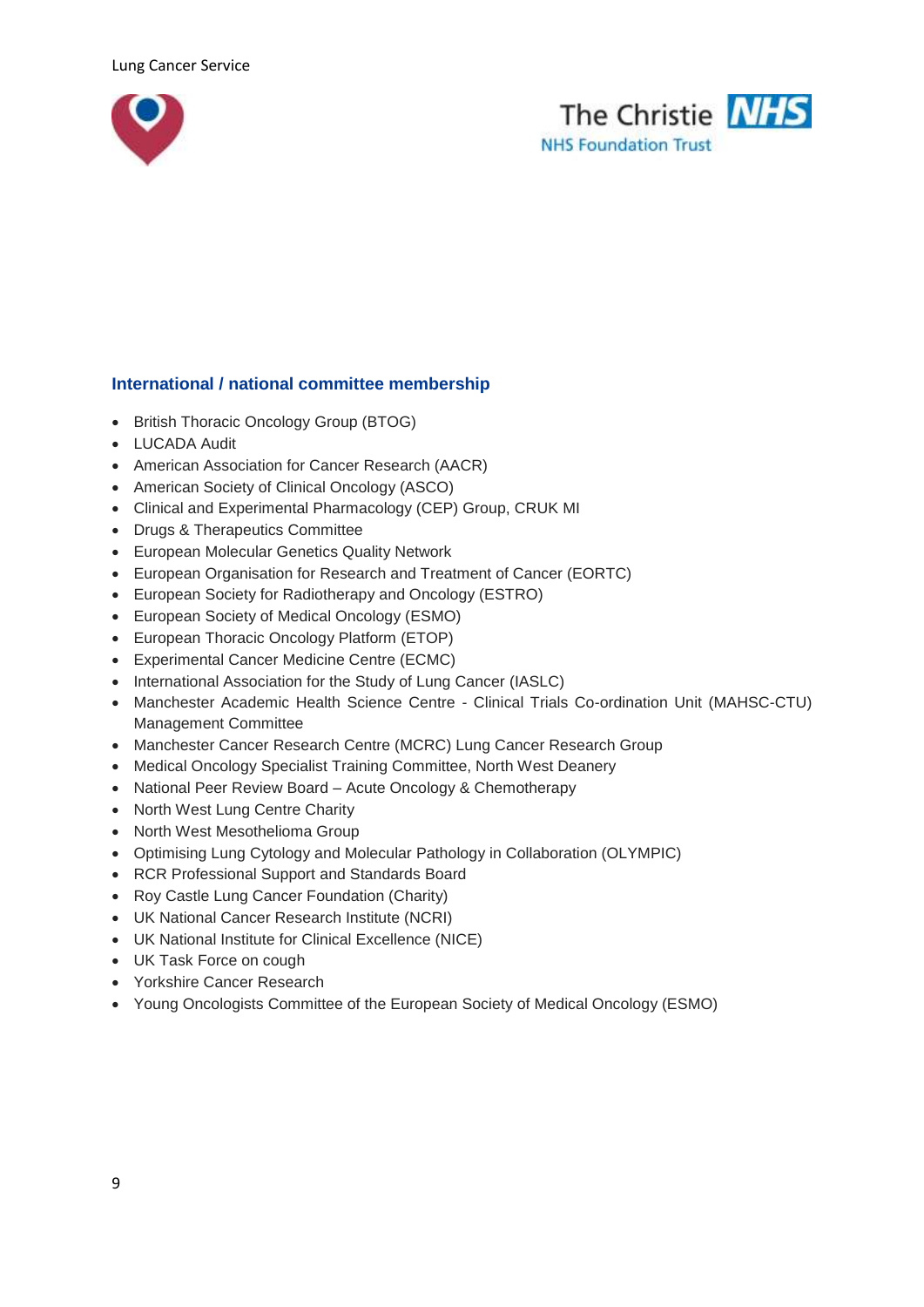## International / national committee membership

- British Thoracic Oncology Group (BTOG)
- LUCADA Audit
- American Association for Cancer Research (AACR)
- American Society of Clinical Oncology (ASCO)
- Clinical and Experimental Pharmacology (CEP) Group, CRUK MI
- Drugs & Therapeutics Committee
- European Molecular Genetics Quality Network
- European Organisation for Research and Treatment of Cancer (EORTC)
- European Society for Radiotherapy and Oncology (ESTRO)
- European Society of Medical Oncology (ESMO)
- European Thoracic Oncology Platform (ETOP)
- Experimental Cancer Medicine Centre (ECMC)
- International Association for the Study of Lung Cancer (IASLC)
- Manchester Academic Health Science Centre - Clinical Trials Co-ordination Unit (MAHSC-CTU) Management Committee
- Manchester Cancer Research Centre (MCRC) Lung Cancer Research Group
- Medical Oncology Specialist Training Committee, North West Deanery
- National Peer Review Board – Acute Oncology & Chemotherapy
- North West Lung Centre Charity
- North West Mesothelioma Group
- Optimising Lung Cytology and Molecular Pathology in Collaboration (OLYMPIC)
- RCR Professional Support and Standards Board
- Roy Castle Lung Cancer Foundation (Charity)
- UK National Cancer Research Institute (NCRI)
- UK National Institute for Clinical Excellence (NICE)
- UK Task Force on cough
- Yorkshire Cancer Research
- Young Oncologists Committee of the European Society of Medical Oncology (ESMO)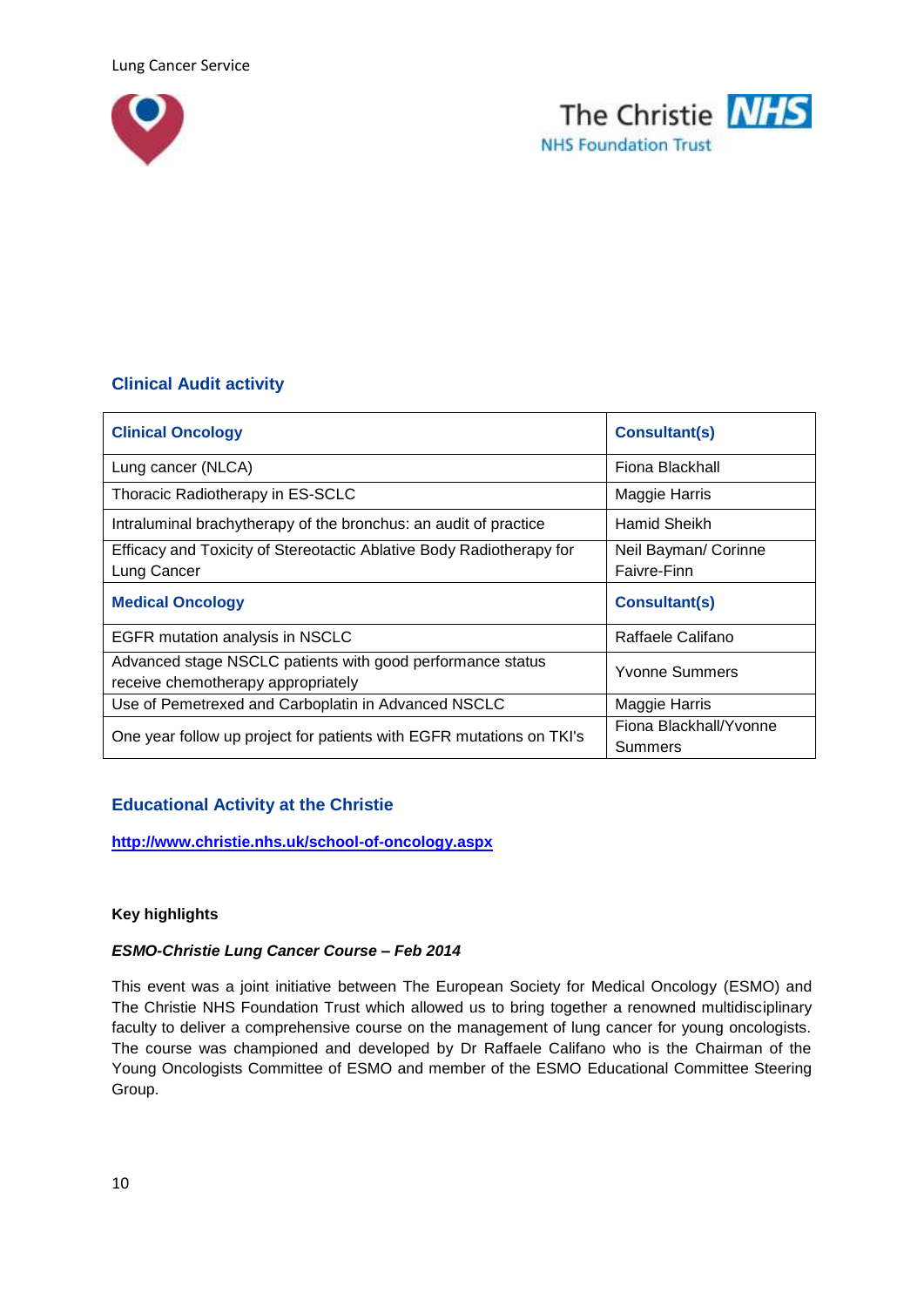## Clinical Audit activity

| Clinical Oncology | Consultant(s) |
|---|---|
| Lung cancer (NLCA) | Fiona Blackhall |
| Thoracic Radiotherapy in ES-SCLC | Maggie Harris |
| Intraluminal brachytherapy of the bronchus: an audit of practice | Hamid Sheikh |
| Efficacy and Toxicity of Stereotactic Ablative Body Radiotherapy for Lung Cancer | Neil Bayman/ Corinne Faivre-Finn |
| **Medical Oncology** | **Consultant(s)** |
| EGFR mutation analysis in NSCLC | Raffaele Califano |
| Advanced stage NSCLC patients with good performance status receive chemotherapy appropriately | Yvonne Summers |
| Use of Pemetrexed and Carboplatin in Advanced NSCLC | Maggie Harris |
| One year follow up project for patients with EGFR mutations on TKI's | Fiona Blackhall/Yvonne Summers |

## Educational Activity at the Christie

**http://www.christie.nhs.uk/school-of-oncology.aspx**

**Key highlights**

***ESMO-Christie Lung Cancer Course – Feb 2014***

This event was a joint initiative between The European Society for Medical Oncology (ESMO) and The Christie NHS Foundation Trust which allowed us to bring together a renowned multidisciplinary faculty to deliver a comprehensive course on the management of lung cancer for young oncologists. The course was championed and developed by Dr Raffaele Califano who is the Chairman of the Young Oncologists Committee of ESMO and member of the ESMO Educational Committee Steering Group.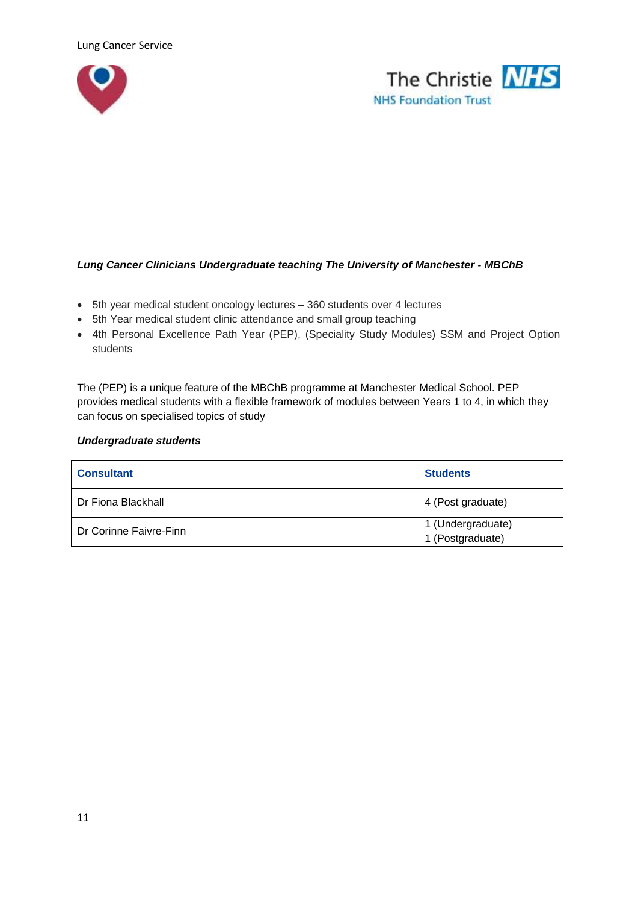***Lung Cancer Clinicians Undergraduate teaching The University of Manchester - MBChB***

- 5th year medical student oncology lectures – 360 students over 4 lectures
- 5th Year medical student clinic attendance and small group teaching
- 4th Personal Excellence Path Year (PEP), (Speciality Study Modules) SSM and Project Option students

The (PEP) is a unique feature of the MBChB programme at Manchester Medical School. PEP provides medical students with a flexible framework of modules between Years 1 to 4, in which they can focus on specialised topics of study

***Undergraduate students***

| Consultant | Students |
|---|---|
| Dr Fiona Blackhall | 4 (Post graduate) |
| Dr Corinne Faivre-Finn | 1 (Undergraduate)<br>1 (Postgraduate) |